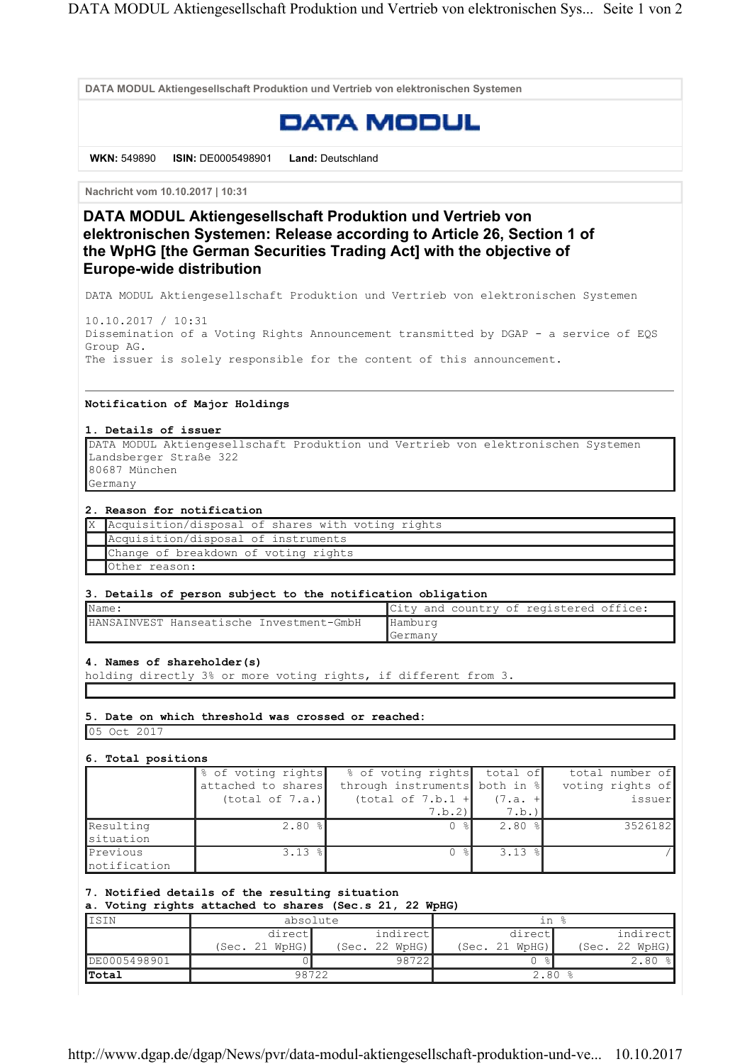DATA MODUL Aktiengesellschaft Produktion und Vertrieb von elektronischen Systemen

DATA MODUL

**WKN:** 549890 **ISIN:** DE0005498901 **Land:** Deutschland

Nachricht vom 10.10.2017 | 10:31

# DATA MODUL Aktiengesellschaft Produktion und Vertrieb von elektronischen Systemen: Release according to Article 26, Section 1 of the WpHG [the German Securities Trading Act] with the objective of Europe-wide distribution

DATA MODUL Aktiengesellschaft Produktion und Vertrieb von elektronischen Systemen

10.10.2017 / 10:31
Dissemination of a Voting Rights Announcement transmitted by DGAP - a service of EQS Group AG.
The issuer is solely responsible for the content of this announcement.

---

**Notification of Major Holdings**

**1. Details of issuer**

| DATA MODUL Aktiengesellschaft Produktion und Vertrieb von elektronischen Systemen<br>Landsberger Straße 322<br>80687 München<br>Germany |
|---|

**2. Reason for notification**

| | |
|---|---|
| X | Acquisition/disposal of shares with voting rights |
| | Acquisition/disposal of instruments |
| | Change of breakdown of voting rights |
| | Other reason: |

**3. Details of person subject to the notification obligation**

| Name: | City and country of registered office: |
|---|---|
| HANSAINVEST Hanseatische Investment-GmbH | Hamburg<br>Germany |

**4. Names of shareholder(s)**
holding directly 3% or more voting rights, if different from 3.

| |
|---|
| |

**5. Date on which threshold was crossed or reached:**

| 05 Oct 2017 |
|---|

**6. Total positions**

| | % of voting rights attached to shares (total of 7.a.) | % of voting rights through instruments (total of 7.b.1 + 7.b.2) | total of both in % (7.a. + 7.b.) | total number of voting rights of issuer |
|---|---|---|---|---|
| Resulting situation | 2.80 % | 0 % | 2.80 % | 3526182 |
| Previous notification | 3.13 % | 0 % | 3.13 % | / |

**7. Notified details of the resulting situation**
**a. Voting rights attached to shares (Sec.s 21, 22 WpHG)**

| ISIN | absolute | | in % | |
|---|---|---|---|---|
| | direct (Sec. 21 WpHG) | indirect (Sec. 22 WpHG) | direct (Sec. 21 WpHG) | indirect (Sec. 22 WpHG) |
| DE0005498901 | 0 | 98722 | 0 % | 2.80 % |
| **Total** | 98722 | | 2.80 % | |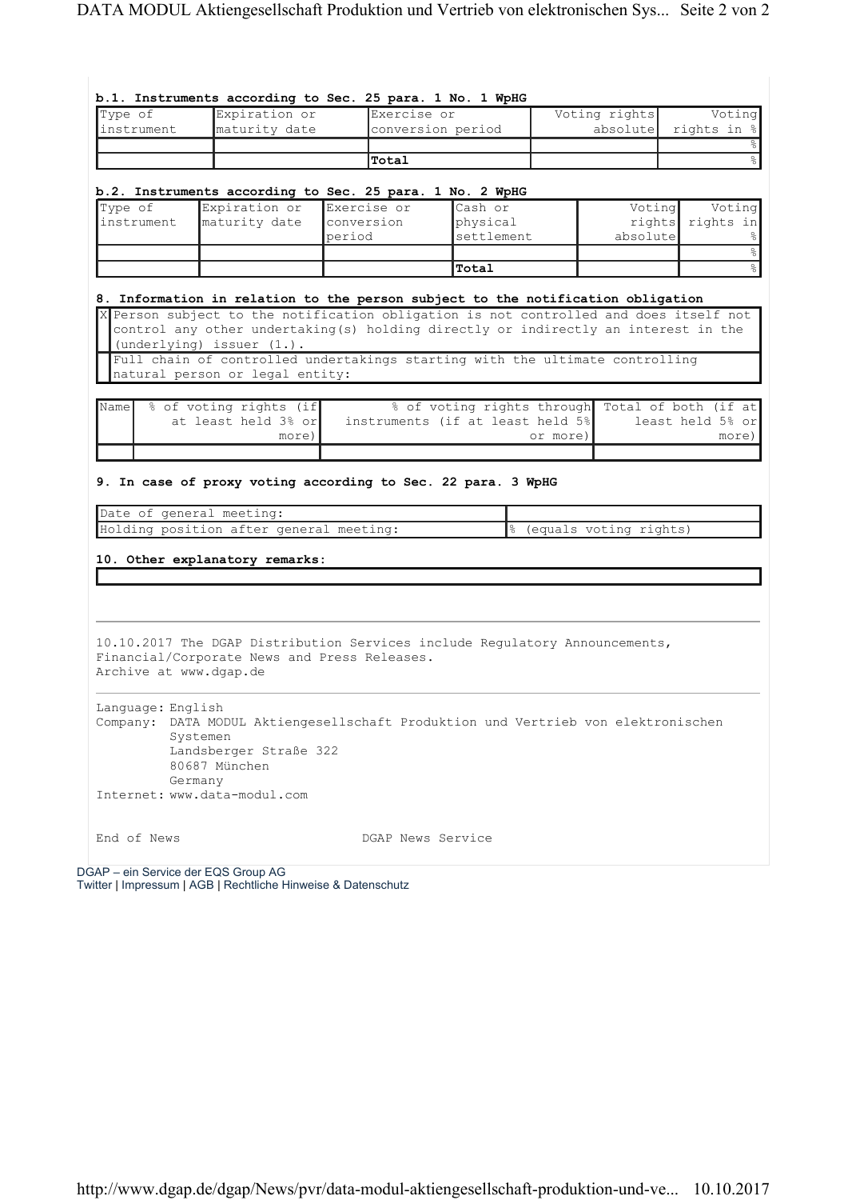**b.1. Instruments according to Sec. 25 para. 1 No. 1 WpHG**

| Type of instrument | Expiration or maturity date | Exercise or conversion period | Voting rights absolute | Voting rights in % |
|---|---|---|---|---|
| | | | | % |
| | | Total | | % |

**b.2. Instruments according to Sec. 25 para. 1 No. 2 WpHG**

| Type of instrument | Expiration or maturity date | Exercise or conversion period | Cash or physical settlement | Voting rights absolute | Voting rights in % |
|---|---|---|---|---|---|
| | | | | | % |
| | | | Total | | % |

**8. Information in relation to the person subject to the notification obligation**

| | |
|---|---|
| X | Person subject to the notification obligation is not controlled and does itself not control any other undertaking(s) holding directly or indirectly an interest in the (underlying) issuer (1.). |
| | Full chain of controlled undertakings starting with the ultimate controlling natural person or legal entity: |

| Name | % of voting rights (if at least held 3% or more) | % of voting rights through instruments (if at least held 5% or more) | Total of both (if at least held 5% or more) |
|---|---|---|---|
| | | | |

**9. In case of proxy voting according to Sec. 22 para. 3 WpHG**

| | |
|---|---|
| Date of general meeting: | |
| Holding position after general meeting: | % (equals voting rights) |

**10. Other explanatory remarks:**

---

10.10.2017 The DGAP Distribution Services include Regulatory Announcements, Financial/Corporate News and Press Releases.
Archive at www.dgap.de

---

Language: English
Company: DATA MODUL Aktiengesellschaft Produktion und Vertrieb von elektronischen Systemen
Landsberger Straße 322
80687 München
Germany
Internet: www.data-modul.com

End of News DGAP News Service

DGAP – ein Service der EQS Group AG
Twitter | Impressum | AGB | Rechtliche Hinweise & Datenschutz